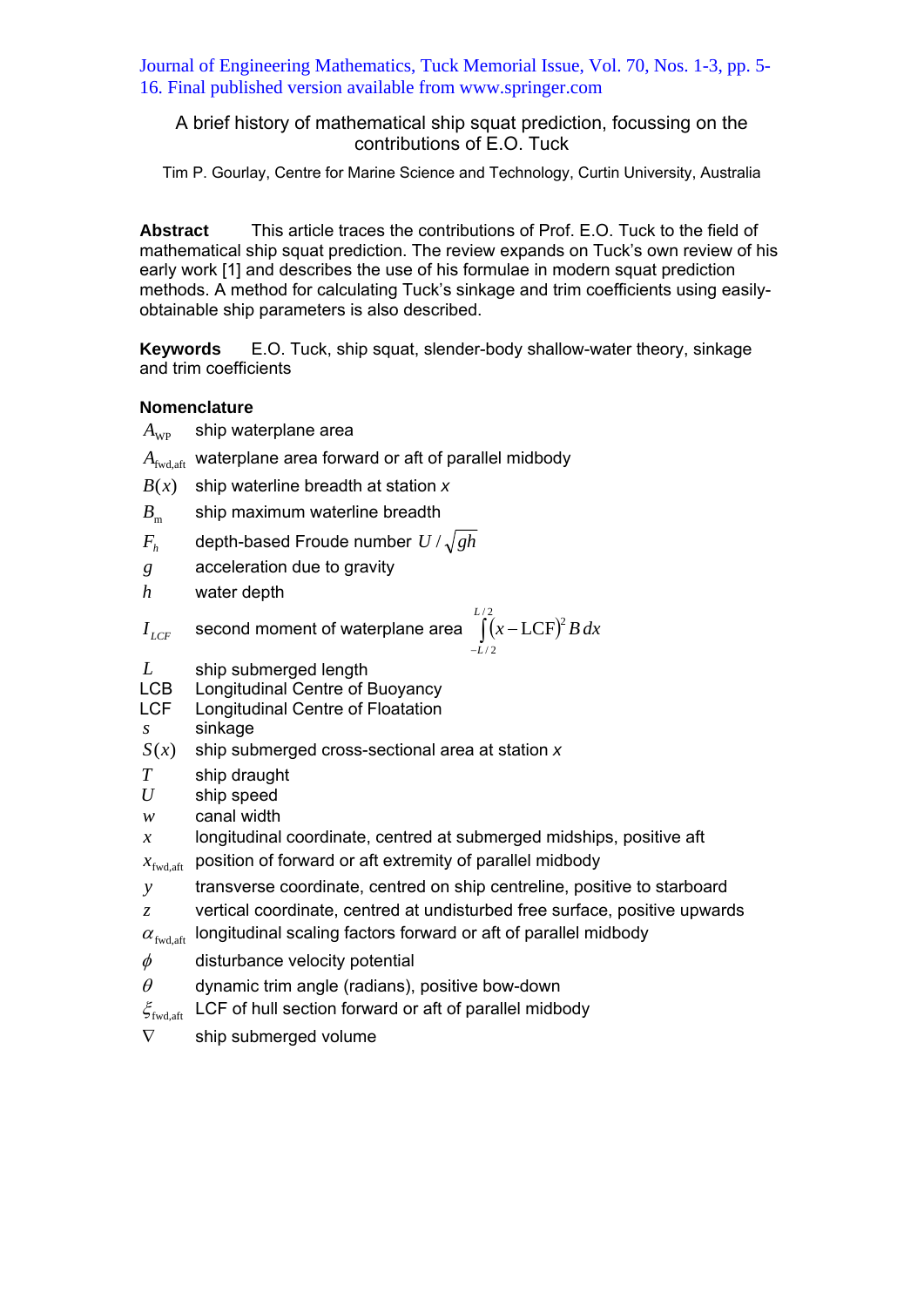Journal of Engineering Mathematics, Tuck Memorial Issue, Vol. 70, Nos. 1-3, pp. 5-16. Final published version available from www.springer.com

# A brief history of mathematical ship squat prediction, focussing on the contributions of E.O. Tuck

Tim P. Gourlay, Centre for Marine Science and Technology, Curtin University, Australia

**Abstract** This article traces the contributions of Prof. E.O. Tuck to the field of mathematical ship squat prediction. The review expands on Tuck's own review of his early work [1] and describes the use of his formulae in modern squat prediction methods. A method for calculating Tuck's sinkage and trim coefficients using easily-obtainable ship parameters is also described.

**Keywords** E.O. Tuck, ship squat, slender-body shallow-water theory, sinkage and trim coefficients

## Nomenclature

| | |
|---|---|
| $A_{\mathrm{WP}}$ | ship waterplane area |
| $A_{\mathrm{fwd,aft}}$ | waterplane area forward or aft of parallel midbody |
| $B(x)$ | ship waterline breadth at station *x* |
| $B_{\mathrm{m}}$ | ship maximum waterline breadth |
| $F_h$ | depth-based Froude number $U/\sqrt{gh}$ |
| $g$ | acceleration due to gravity |
| $h$ | water depth |
| $I_{LCF}$ | second moment of waterplane area $\int_{-L/2}^{L/2}(x-\mathrm{LCF})^2 B\,dx$ |
| $L$ | ship submerged length |
| LCB | Longitudinal Centre of Buoyancy |
| LCF | Longitudinal Centre of Floatation |
| $s$ | sinkage |
| $S(x)$ | ship submerged cross-sectional area at station *x* |
| $T$ | ship draught |
| $U$ | ship speed |
| $w$ | canal width |
| $x$ | longitudinal coordinate, centred at submerged midships, positive aft |
| $x_{\mathrm{fwd,aft}}$ | position of forward or aft extremity of parallel midbody |
| $y$ | transverse coordinate, centred on ship centreline, positive to starboard |
| $z$ | vertical coordinate, centred at undisturbed free surface, positive upwards |
| $\alpha_{\mathrm{fwd,aft}}$ | longitudinal scaling factors forward or aft of parallel midbody |
| $\phi$ | disturbance velocity potential |
| $\theta$ | dynamic trim angle (radians), positive bow-down |
| $\xi_{\mathrm{fwd,aft}}$ | LCF of hull section forward or aft of parallel midbody |
| $\nabla$ | ship submerged volume |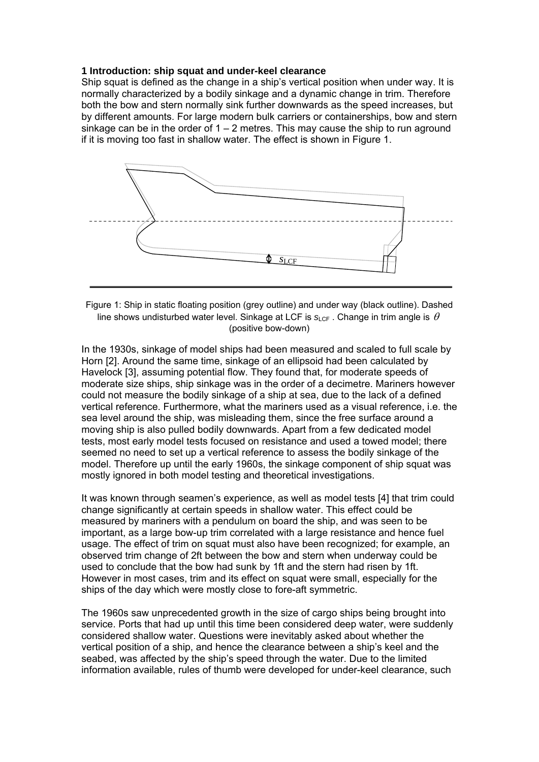## 1 Introduction: ship squat and under-keel clearance

Ship squat is defined as the change in a ship's vertical position when under way. It is normally characterized by a bodily sinkage and a dynamic change in trim. Therefore both the bow and stern normally sink further downwards as the speed increases, but by different amounts. For large modern bulk carriers or containerships, bow and stern sinkage can be in the order of 1 – 2 metres. This may cause the ship to run aground if it is moving too fast in shallow water. The effect is shown in Figure 1.

Figure 1: Ship in static floating position (grey outline) and under way (black outline). Dashed line shows undisturbed water level. Sinkage at LCF is $s_{LCF}$ . Change in trim angle is $\theta$ (positive bow-down)

In the 1930s, sinkage of model ships had been measured and scaled to full scale by Horn [2]. Around the same time, sinkage of an ellipsoid had been calculated by Havelock [3], assuming potential flow. They found that, for moderate speeds of moderate size ships, ship sinkage was in the order of a decimetre. Mariners however could not measure the bodily sinkage of a ship at sea, due to the lack of a defined vertical reference. Furthermore, what the mariners used as a visual reference, i.e. the sea level around the ship, was misleading them, since the free surface around a moving ship is also pulled bodily downwards. Apart from a few dedicated model tests, most early model tests focused on resistance and used a towed model; there seemed no need to set up a vertical reference to assess the bodily sinkage of the model. Therefore up until the early 1960s, the sinkage component of ship squat was mostly ignored in both model testing and theoretical investigations.

It was known through seamen's experience, as well as model tests [4] that trim could change significantly at certain speeds in shallow water. This effect could be measured by mariners with a pendulum on board the ship, and was seen to be important, as a large bow-up trim correlated with a large resistance and hence fuel usage. The effect of trim on squat must also have been recognized; for example, an observed trim change of 2ft between the bow and stern when underway could be used to conclude that the bow had sunk by 1ft and the stern had risen by 1ft. However in most cases, trim and its effect on squat were small, especially for the ships of the day which were mostly close to fore-aft symmetric.

The 1960s saw unprecedented growth in the size of cargo ships being brought into service. Ports that had up until this time been considered deep water, were suddenly considered shallow water. Questions were inevitably asked about whether the vertical position of a ship, and hence the clearance between a ship's keel and the seabed, was affected by the ship's speed through the water. Due to the limited information available, rules of thumb were developed for under-keel clearance, such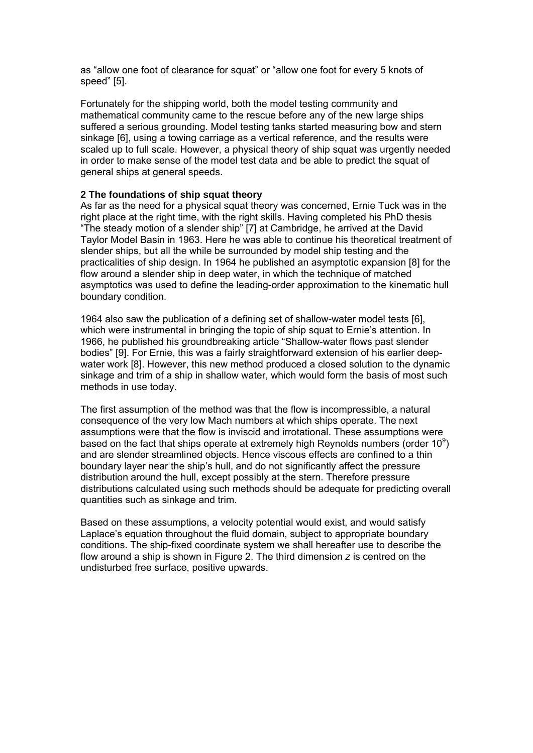as “allow one foot of clearance for squat” or “allow one foot for every 5 knots of speed” [5].

Fortunately for the shipping world, both the model testing community and mathematical community came to the rescue before any of the new large ships suffered a serious grounding. Model testing tanks started measuring bow and stern sinkage [6], using a towing carriage as a vertical reference, and the results were scaled up to full scale. However, a physical theory of ship squat was urgently needed in order to make sense of the model test data and be able to predict the squat of general ships at general speeds.

## 2 The foundations of ship squat theory

As far as the need for a physical squat theory was concerned, Ernie Tuck was in the right place at the right time, with the right skills. Having completed his PhD thesis “The steady motion of a slender ship” [7] at Cambridge, he arrived at the David Taylor Model Basin in 1963. Here he was able to continue his theoretical treatment of slender ships, but all the while be surrounded by model ship testing and the practicalities of ship design. In 1964 he published an asymptotic expansion [8] for the flow around a slender ship in deep water, in which the technique of matched asymptotics was used to define the leading-order approximation to the kinematic hull boundary condition.

1964 also saw the publication of a defining set of shallow-water model tests [6], which were instrumental in bringing the topic of ship squat to Ernie’s attention. In 1966, he published his groundbreaking article “Shallow-water flows past slender bodies” [9]. For Ernie, this was a fairly straightforward extension of his earlier deep-water work [8]. However, this new method produced a closed solution to the dynamic sinkage and trim of a ship in shallow water, which would form the basis of most such methods in use today.

The first assumption of the method was that the flow is incompressible, a natural consequence of the very low Mach numbers at which ships operate. The next assumptions were that the flow is inviscid and irrotational. These assumptions were based on the fact that ships operate at extremely high Reynolds numbers (order $10^9$) and are slender streamlined objects. Hence viscous effects are confined to a thin boundary layer near the ship’s hull, and do not significantly affect the pressure distribution around the hull, except possibly at the stern. Therefore pressure distributions calculated using such methods should be adequate for predicting overall quantities such as sinkage and trim.

Based on these assumptions, a velocity potential would exist, and would satisfy Laplace’s equation throughout the fluid domain, subject to appropriate boundary conditions. The ship-fixed coordinate system we shall hereafter use to describe the flow around a ship is shown in Figure 2. The third dimension $z$ is centred on the undisturbed free surface, positive upwards.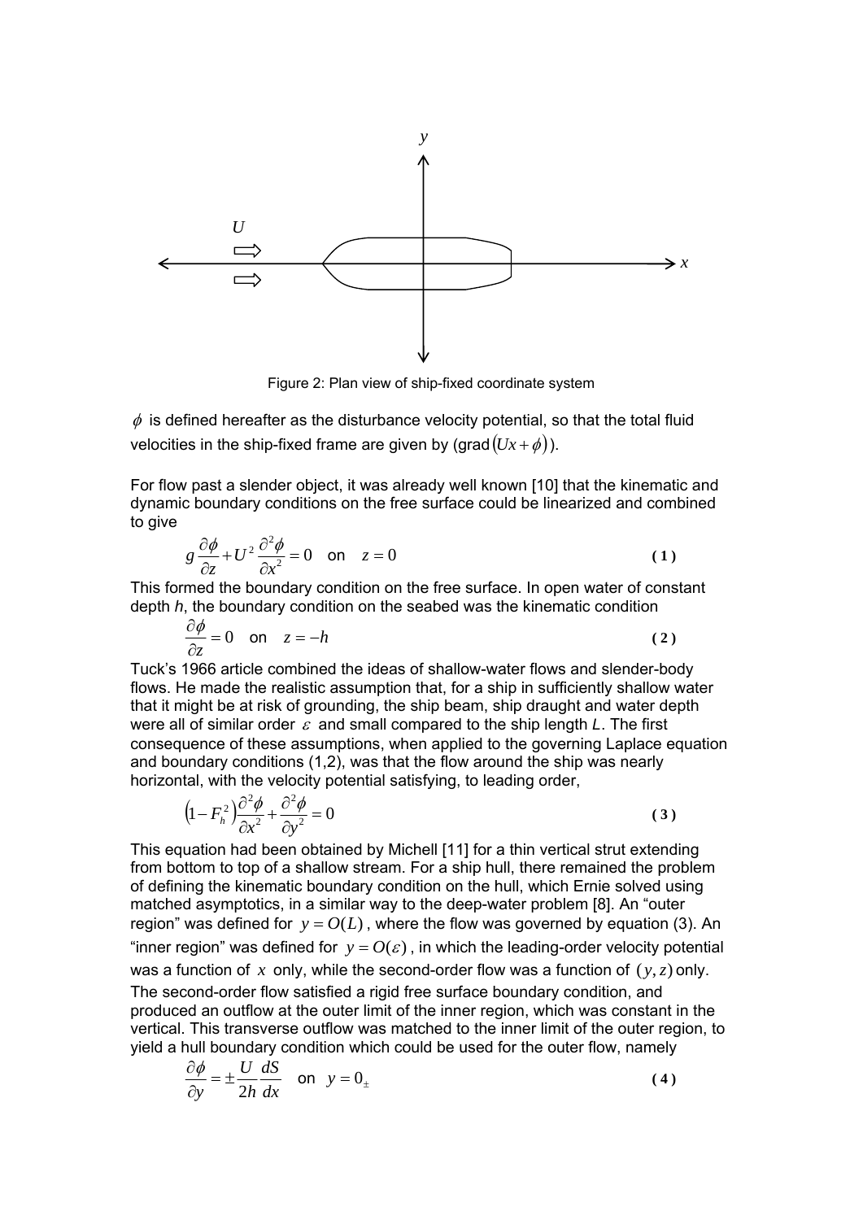Figure 2: Plan view of ship-fixed coordinate system

$\phi$ is defined hereafter as the disturbance velocity potential, so that the total fluid velocities in the ship-fixed frame are given by (grad$(Ux+\phi)$).

For flow past a slender object, it was already well known [10] that the kinematic and dynamic boundary conditions on the free surface could be linearized and combined to give

$$g\frac{\partial\phi}{\partial z}+U^2\frac{\partial^2\phi}{\partial x^2}=0 \quad \text{on} \quad z=0 \tag{1}$$

This formed the boundary condition on the free surface. In open water of constant depth *h*, the boundary condition on the seabed was the kinematic condition

$$\frac{\partial\phi}{\partial z}=0 \quad \text{on} \quad z=-h \tag{2}$$

Tuck's 1966 article combined the ideas of shallow-water flows and slender-body flows. He made the realistic assumption that, for a ship in sufficiently shallow water that it might be at risk of grounding, the ship beam, ship draught and water depth were all of similar order $\varepsilon$ and small compared to the ship length *L*. The first consequence of these assumptions, when applied to the governing Laplace equation and boundary conditions (1,2), was that the flow around the ship was nearly horizontal, with the velocity potential satisfying, to leading order,

$$\left(1-F_h^2\right)\frac{\partial^2\phi}{\partial x^2}+\frac{\partial^2\phi}{\partial y^2}=0 \tag{3}$$

This equation had been obtained by Michell [11] for a thin vertical strut extending from bottom to top of a shallow stream. For a ship hull, there remained the problem of defining the kinematic boundary condition on the hull, which Ernie solved using matched asymptotics, in a similar way to the deep-water problem [8]. An "outer region" was defined for $y=O(L)$, where the flow was governed by equation (3). An "inner region" was defined for $y=O(\varepsilon)$, in which the leading-order velocity potential was a function of $x$ only, while the second-order flow was a function of $(y,z)$ only. The second-order flow satisfied a rigid free surface boundary condition, and produced an outflow at the outer limit of the inner region, which was constant in the vertical. This transverse outflow was matched to the inner limit of the outer region, to yield a hull boundary condition which could be used for the outer flow, namely

$$\frac{\partial\phi}{\partial y}=\pm\frac{U}{2h}\frac{dS}{dx} \quad \text{on} \quad y=0_{\pm} \tag{4}$$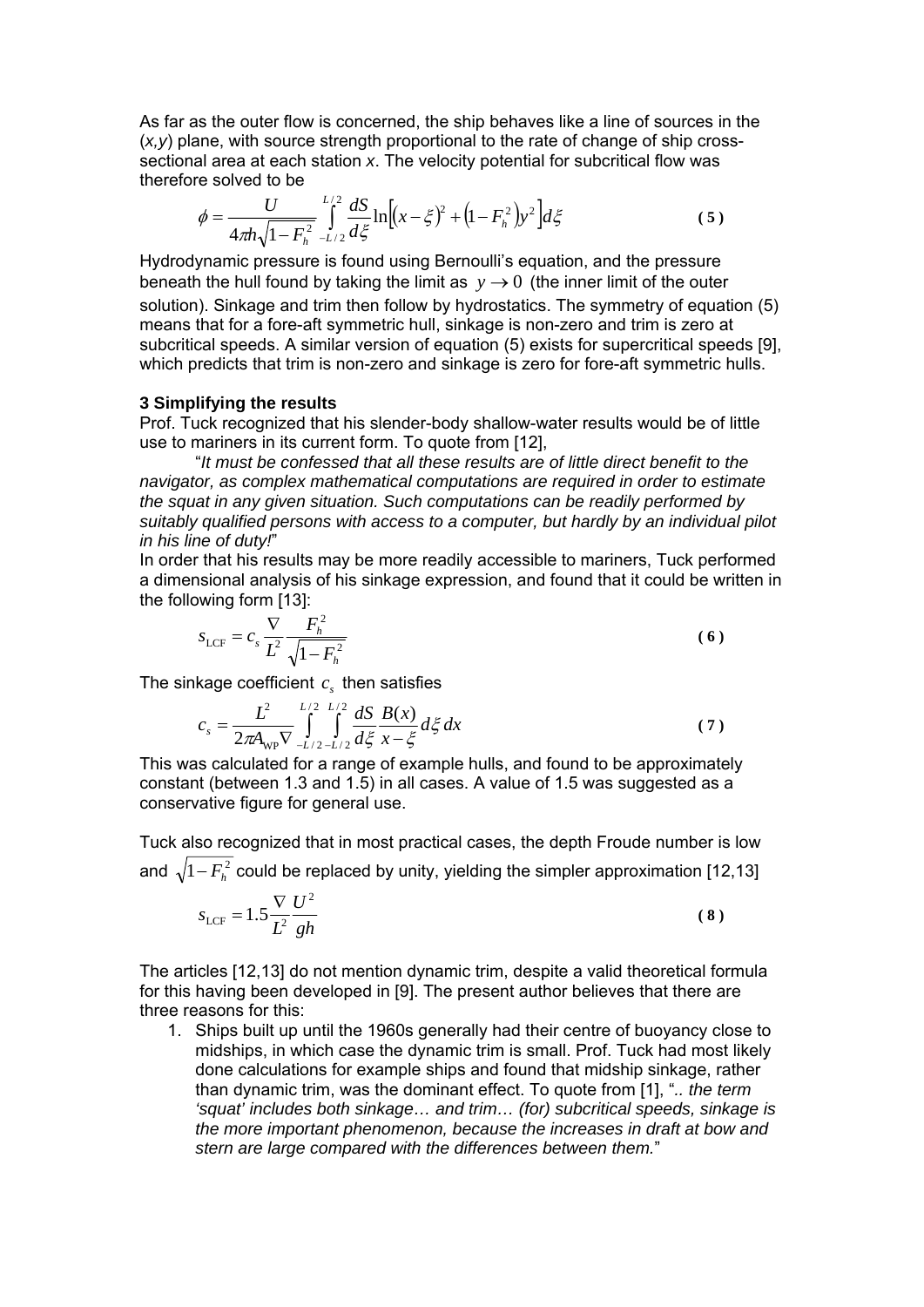As far as the outer flow is concerned, the ship behaves like a line of sources in the (*x,y*) plane, with source strength proportional to the rate of change of ship cross-sectional area at each station *x*. The velocity potential for subcritical flow was therefore solved to be

$$\phi = \frac{U}{4\pi h\sqrt{1-F_h^2}} \int_{-L/2}^{L/2} \frac{dS}{d\xi} \ln\left[(x-\xi)^2 + \left(1-F_h^2\right)y^2\right] d\xi \tag{5}$$

Hydrodynamic pressure is found using Bernoulli's equation, and the pressure beneath the hull found by taking the limit as $y \to 0$ (the inner limit of the outer solution). Sinkage and trim then follow by hydrostatics. The symmetry of equation (5) means that for a fore-aft symmetric hull, sinkage is non-zero and trim is zero at subcritical speeds. A similar version of equation (5) exists for supercritical speeds [9], which predicts that trim is non-zero and sinkage is zero for fore-aft symmetric hulls.

### 3 Simplifying the results

Prof. Tuck recognized that his slender-body shallow-water results would be of little use to mariners in its current form. To quote from [12],

"*It must be confessed that all these results are of little direct benefit to the navigator, as complex mathematical computations are required in order to estimate the squat in any given situation. Such computations can be readily performed by suitably qualified persons with access to a computer, but hardly by an individual pilot in his line of duty!*"

In order that his results may be more readily accessible to mariners, Tuck performed a dimensional analysis of his sinkage expression, and found that it could be written in the following form [13]:

$$s_{\mathrm{LCF}} = c_s \frac{\nabla}{L^2} \frac{F_h^2}{\sqrt{1-F_h^2}} \tag{6}$$

The sinkage coefficient $c_s$ then satisfies

$$c_s = \frac{L^2}{2\pi A_{\mathrm{WP}} \nabla} \int_{-L/2}^{L/2} \int_{-L/2}^{L/2} \frac{dS}{d\xi} \frac{B(x)}{x-\xi} d\xi \, dx \tag{7}$$

This was calculated for a range of example hulls, and found to be approximately constant (between 1.3 and 1.5) in all cases. A value of 1.5 was suggested as a conservative figure for general use.

Tuck also recognized that in most practical cases, the depth Froude number is low and $\sqrt{1-F_h^2}$ could be replaced by unity, yielding the simpler approximation [12,13]

$$s_{\mathrm{LCF}} = 1.5 \frac{\nabla}{L^2} \frac{U^2}{gh} \tag{8}$$

The articles [12,13] do not mention dynamic trim, despite a valid theoretical formula for this having been developed in [9]. The present author believes that there are three reasons for this:

1. Ships built up until the 1960s generally had their centre of buoyancy close to midships, in which case the dynamic trim is small. Prof. Tuck had most likely done calculations for example ships and found that midship sinkage, rather than dynamic trim, was the dominant effect. To quote from [1], "*.. the term 'squat' includes both sinkage… and trim… (for) subcritical speeds, sinkage is the more important phenomenon, because the increases in draft at bow and stern are large compared with the differences between them.*"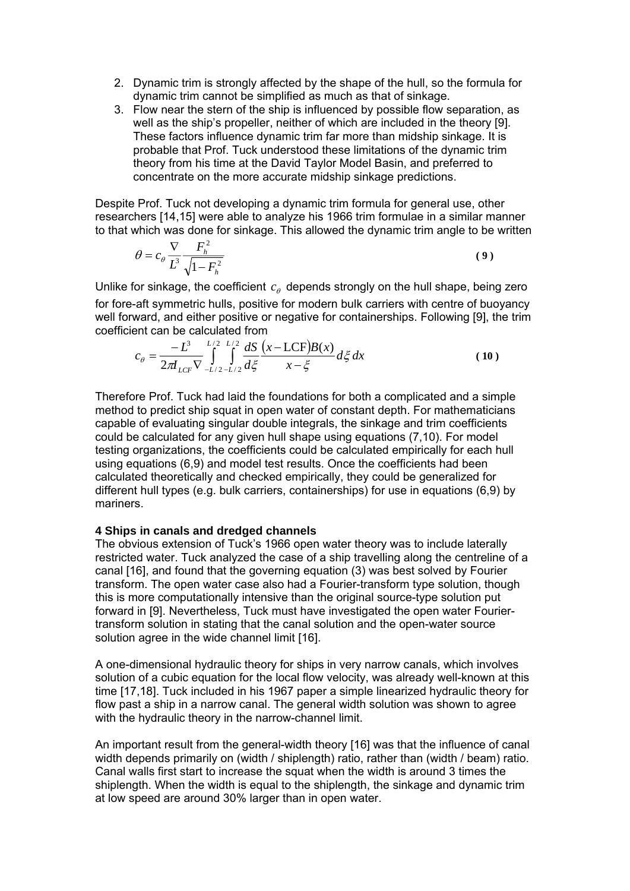2. Dynamic trim is strongly affected by the shape of the hull, so the formula for dynamic trim cannot be simplified as much as that of sinkage.
3. Flow near the stern of the ship is influenced by possible flow separation, as well as the ship's propeller, neither of which are included in the theory [9]. These factors influence dynamic trim far more than midship sinkage. It is probable that Prof. Tuck understood these limitations of the dynamic trim theory from his time at the David Taylor Model Basin, and preferred to concentrate on the more accurate midship sinkage predictions.

Despite Prof. Tuck not developing a dynamic trim formula for general use, other researchers [14,15] were able to analyze his 1966 trim formulae in a similar manner to that which was done for sinkage. This allowed the dynamic trim angle to be written

$$\theta = c_\theta \frac{\nabla}{L^3} \frac{F_h^2}{\sqrt{1-F_h^2}} \tag{9}$$

Unlike for sinkage, the coefficient $c_\theta$ depends strongly on the hull shape, being zero for fore-aft symmetric hulls, positive for modern bulk carriers with centre of buoyancy well forward, and either positive or negative for containerships. Following [9], the trim coefficient can be calculated from

$$c_\theta = \frac{-L^3}{2\pi I_{LCF} \nabla} \int_{-L/2}^{L/2} \int_{-L/2}^{L/2} \frac{dS}{d\xi} \frac{(x - \mathrm{LCF})B(x)}{x-\xi} d\xi \, dx \tag{10}$$

Therefore Prof. Tuck had laid the foundations for both a complicated and a simple method to predict ship squat in open water of constant depth. For mathematicians capable of evaluating singular double integrals, the sinkage and trim coefficients could be calculated for any given hull shape using equations (7,10). For model testing organizations, the coefficients could be calculated empirically for each hull using equations (6,9) and model test results. Once the coefficients had been calculated theoretically and checked empirically, they could be generalized for different hull types (e.g. bulk carriers, containerships) for use in equations (6,9) by mariners.

### 4 Ships in canals and dredged channels

The obvious extension of Tuck's 1966 open water theory was to include laterally restricted water. Tuck analyzed the case of a ship travelling along the centreline of a canal [16], and found that the governing equation (3) was best solved by Fourier transform. The open water case also had a Fourier-transform type solution, though this is more computationally intensive than the original source-type solution put forward in [9]. Nevertheless, Tuck must have investigated the open water Fourier-transform solution in stating that the canal solution and the open-water source solution agree in the wide channel limit [16].

A one-dimensional hydraulic theory for ships in very narrow canals, which involves solution of a cubic equation for the local flow velocity, was already well-known at this time [17,18]. Tuck included in his 1967 paper a simple linearized hydraulic theory for flow past a ship in a narrow canal. The general width solution was shown to agree with the hydraulic theory in the narrow-channel limit.

An important result from the general-width theory [16] was that the influence of canal width depends primarily on (width / shiplength) ratio, rather than (width / beam) ratio. Canal walls first start to increase the squat when the width is around 3 times the shiplength. When the width is equal to the shiplength, the sinkage and dynamic trim at low speed are around 30% larger than in open water.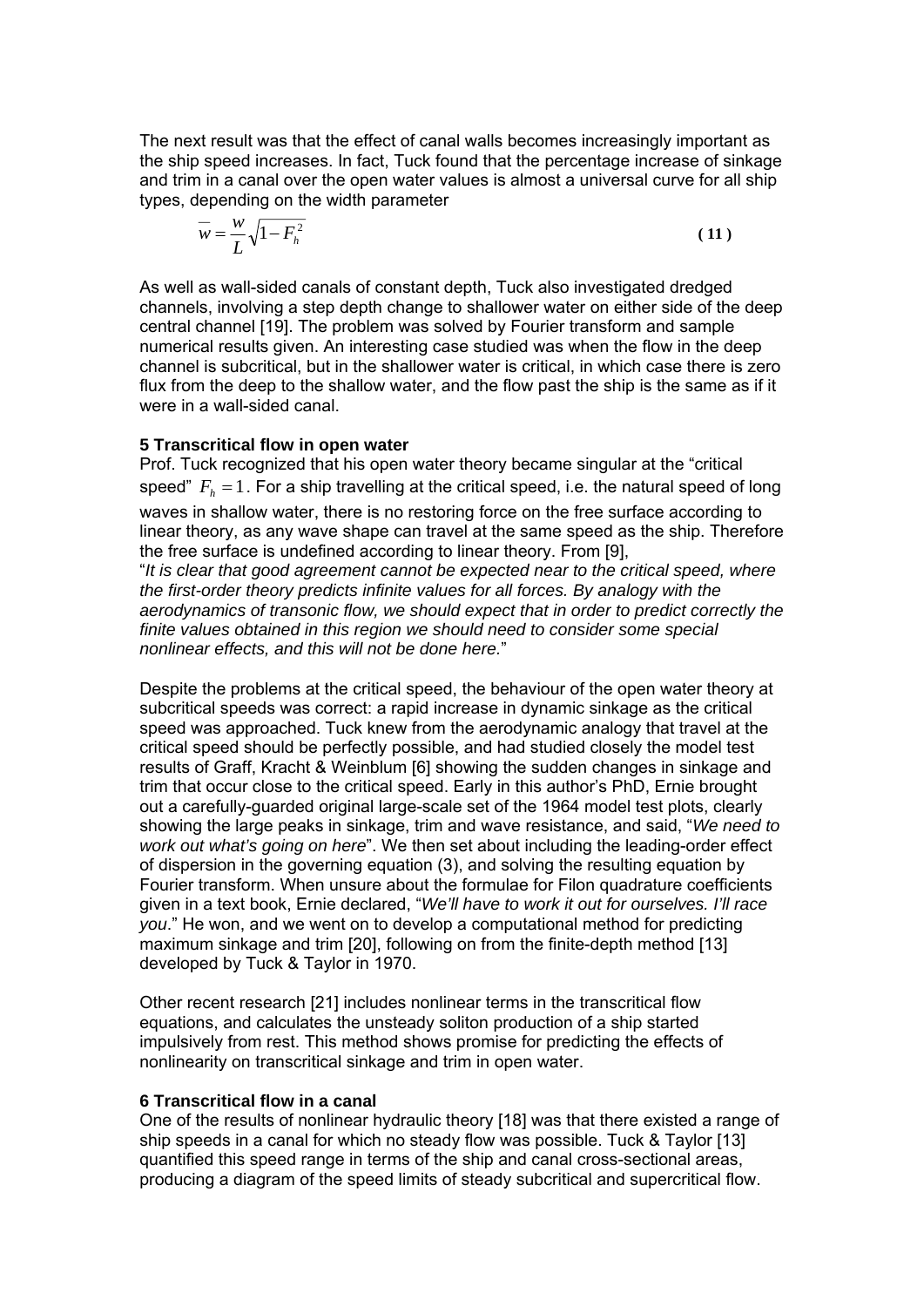The next result was that the effect of canal walls becomes increasingly important as the ship speed increases. In fact, Tuck found that the percentage increase of sinkage and trim in a canal over the open water values is almost a universal curve for all ship types, depending on the width parameter

$$\overline{w} = \frac{w}{L}\sqrt{1-F_h^2} \tag{11}$$

As well as wall-sided canals of constant depth, Tuck also investigated dredged channels, involving a step depth change to shallower water on either side of the deep central channel [19]. The problem was solved by Fourier transform and sample numerical results given. An interesting case studied was when the flow in the deep channel is subcritical, but in the shallower water is critical, in which case there is zero flux from the deep to the shallow water, and the flow past the ship is the same as if it were in a wall-sided canal.

### 5 Transcritical flow in open water

Prof. Tuck recognized that his open water theory became singular at the "critical speed" $F_h = 1$. For a ship travelling at the critical speed, i.e. the natural speed of long waves in shallow water, there is no restoring force on the free surface according to linear theory, as any wave shape can travel at the same speed as the ship. Therefore the free surface is undefined according to linear theory. From [9],
"*It is clear that good agreement cannot be expected near to the critical speed, where the first-order theory predicts infinite values for all forces. By analogy with the aerodynamics of transonic flow, we should expect that in order to predict correctly the finite values obtained in this region we should need to consider some special nonlinear effects, and this will not be done here.*"

Despite the problems at the critical speed, the behaviour of the open water theory at subcritical speeds was correct: a rapid increase in dynamic sinkage as the critical speed was approached. Tuck knew from the aerodynamic analogy that travel at the critical speed should be perfectly possible, and had studied closely the model test results of Graff, Kracht & Weinblum [6] showing the sudden changes in sinkage and trim that occur close to the critical speed. Early in this author's PhD, Ernie brought out a carefully-guarded original large-scale set of the 1964 model test plots, clearly showing the large peaks in sinkage, trim and wave resistance, and said, "*We need to work out what's going on here*". We then set about including the leading-order effect of dispersion in the governing equation (3), and solving the resulting equation by Fourier transform. When unsure about the formulae for Filon quadrature coefficients given in a text book, Ernie declared, "*We'll have to work it out for ourselves. I'll race you*." He won, and we went on to develop a computational method for predicting maximum sinkage and trim [20], following on from the finite-depth method [13] developed by Tuck & Taylor in 1970.

Other recent research [21] includes nonlinear terms in the transcritical flow equations, and calculates the unsteady soliton production of a ship started impulsively from rest. This method shows promise for predicting the effects of nonlinearity on transcritical sinkage and trim in open water.

### 6 Transcritical flow in a canal

One of the results of nonlinear hydraulic theory [18] was that there existed a range of ship speeds in a canal for which no steady flow was possible. Tuck & Taylor [13] quantified this speed range in terms of the ship and canal cross-sectional areas, producing a diagram of the speed limits of steady subcritical and supercritical flow.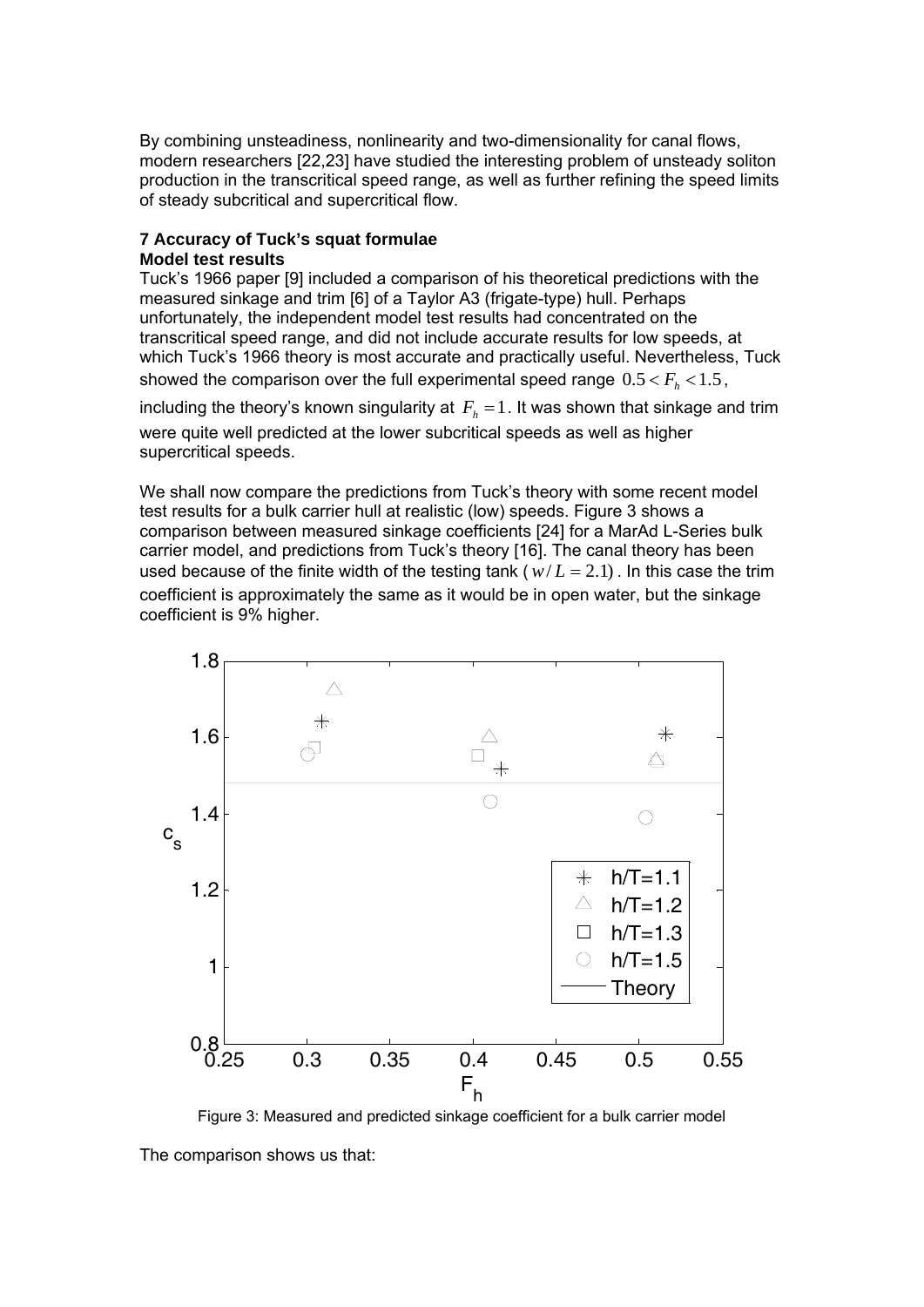By combining unsteadiness, nonlinearity and two-dimensionality for canal flows, modern researchers [22,23] have studied the interesting problem of unsteady soliton production in the transcritical speed range, as well as further refining the speed limits of steady subcritical and supercritical flow.

## 7 Accuracy of Tuck's squat formulae

### Model test results

Tuck's 1966 paper [9] included a comparison of his theoretical predictions with the measured sinkage and trim [6] of a Taylor A3 (frigate-type) hull. Perhaps unfortunately, the independent model test results had concentrated on the transcritical speed range, and did not include accurate results for low speeds, at which Tuck's 1966 theory is most accurate and practically useful. Nevertheless, Tuck showed the comparison over the full experimental speed range $0.5 < F_h < 1.5$, including the theory's known singularity at $F_h = 1$. It was shown that sinkage and trim were quite well predicted at the lower subcritical speeds as well as higher supercritical speeds.

We shall now compare the predictions from Tuck's theory with some recent model test results for a bulk carrier hull at realistic (low) speeds. Figure 3 shows a comparison between measured sinkage coefficients [24] for a MarAd L-Series bulk carrier model, and predictions from Tuck's theory [16]. The canal theory has been used because of the finite width of the testing tank ($w/L = 2.1$). In this case the trim coefficient is approximately the same as it would be in open water, but the sinkage coefficient is 9% higher.

Figure 3: Measured and predicted sinkage coefficient for a bulk carrier model

The comparison shows us that: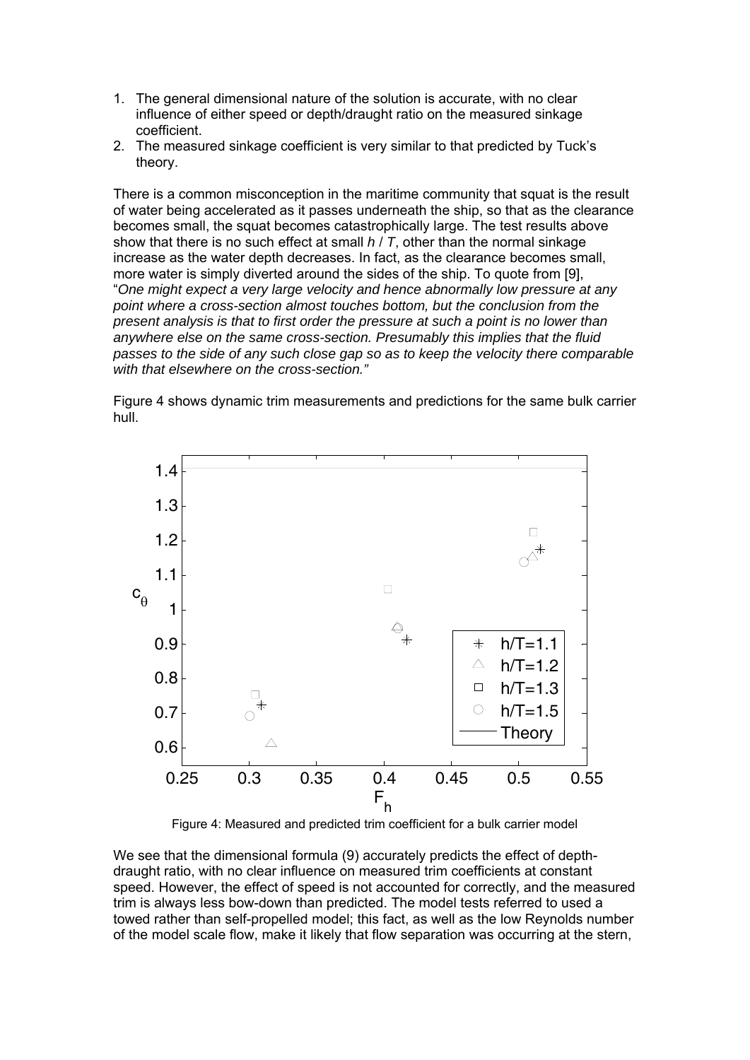1. The general dimensional nature of the solution is accurate, with no clear influence of either speed or depth/draught ratio on the measured sinkage coefficient.
2. The measured sinkage coefficient is very similar to that predicted by Tuck's theory.

There is a common misconception in the maritime community that squat is the result of water being accelerated as it passes underneath the ship, so that as the clearance becomes small, the squat becomes catastrophically large. The test results above show that there is no such effect at small $h / T$, other than the normal sinkage increase as the water depth decreases. In fact, as the clearance becomes small, more water is simply diverted around the sides of the ship. To quote from [9], "*One might expect a very large velocity and hence abnormally low pressure at any point where a cross-section almost touches bottom, but the conclusion from the present analysis is that to first order the pressure at such a point is no lower than anywhere else on the same cross-section. Presumably this implies that the fluid passes to the side of any such close gap so as to keep the velocity there comparable with that elsewhere on the cross-section.*"

Figure 4 shows dynamic trim measurements and predictions for the same bulk carrier hull.

Figure 4: Measured and predicted trim coefficient for a bulk carrier model

We see that the dimensional formula (9) accurately predicts the effect of depth-draught ratio, with no clear influence on measured trim coefficients at constant speed. However, the effect of speed is not accounted for correctly, and the measured trim is always less bow-down than predicted. The model tests referred to used a towed rather than self-propelled model; this fact, as well as the low Reynolds number of the model scale flow, make it likely that flow separation was occurring at the stern,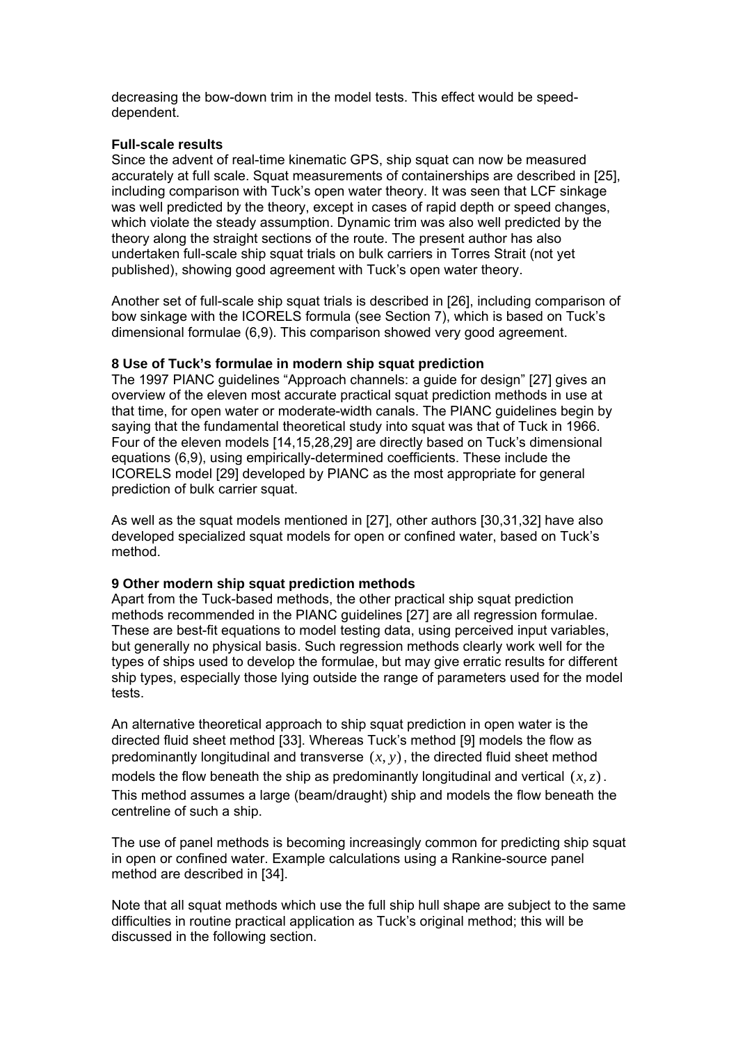decreasing the bow-down trim in the model tests. This effect would be speed-dependent.

**Full-scale results**

Since the advent of real-time kinematic GPS, ship squat can now be measured accurately at full scale. Squat measurements of containerships are described in [25], including comparison with Tuck's open water theory. It was seen that LCF sinkage was well predicted by the theory, except in cases of rapid depth or speed changes, which violate the steady assumption. Dynamic trim was also well predicted by the theory along the straight sections of the route. The present author has also undertaken full-scale ship squat trials on bulk carriers in Torres Strait (not yet published), showing good agreement with Tuck's open water theory.

Another set of full-scale ship squat trials is described in [26], including comparison of bow sinkage with the ICORELS formula (see Section 7), which is based on Tuck's dimensional formulae (6,9). This comparison showed very good agreement.

## 8 Use of Tuck's formulae in modern ship squat prediction

The 1997 PIANC guidelines "Approach channels: a guide for design" [27] gives an overview of the eleven most accurate practical squat prediction methods in use at that time, for open water or moderate-width canals. The PIANC guidelines begin by saying that the fundamental theoretical study into squat was that of Tuck in 1966. Four of the eleven models [14,15,28,29] are directly based on Tuck's dimensional equations (6,9), using empirically-determined coefficients. These include the ICORELS model [29] developed by PIANC as the most appropriate for general prediction of bulk carrier squat.

As well as the squat models mentioned in [27], other authors [30,31,32] have also developed specialized squat models for open or confined water, based on Tuck's method.

## 9 Other modern ship squat prediction methods

Apart from the Tuck-based methods, the other practical ship squat prediction methods recommended in the PIANC guidelines [27] are all regression formulae. These are best-fit equations to model testing data, using perceived input variables, but generally no physical basis. Such regression methods clearly work well for the types of ships used to develop the formulae, but may give erratic results for different ship types, especially those lying outside the range of parameters used for the model tests.

An alternative theoretical approach to ship squat prediction in open water is the directed fluid sheet method [33]. Whereas Tuck's method [9] models the flow as predominantly longitudinal and transverse $(x, y)$, the directed fluid sheet method models the flow beneath the ship as predominantly longitudinal and vertical $(x, z)$. This method assumes a large (beam/draught) ship and models the flow beneath the centreline of such a ship.

The use of panel methods is becoming increasingly common for predicting ship squat in open or confined water. Example calculations using a Rankine-source panel method are described in [34].

Note that all squat methods which use the full ship hull shape are subject to the same difficulties in routine practical application as Tuck's original method; this will be discussed in the following section.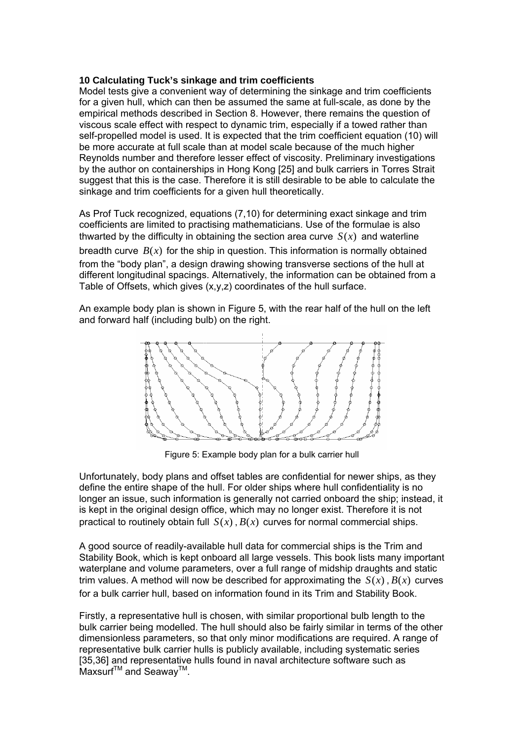### 10 Calculating Tuck's sinkage and trim coefficients

Model tests give a convenient way of determining the sinkage and trim coefficients for a given hull, which can then be assumed the same at full-scale, as done by the empirical methods described in Section 8. However, there remains the question of viscous scale effect with respect to dynamic trim, especially if a towed rather than self-propelled model is used. It is expected that the trim coefficient equation (10) will be more accurate at full scale than at model scale because of the much higher Reynolds number and therefore lesser effect of viscosity. Preliminary investigations by the author on containerships in Hong Kong [25] and bulk carriers in Torres Strait suggest that this is the case. Therefore it is still desirable to be able to calculate the sinkage and trim coefficients for a given hull theoretically.

As Prof Tuck recognized, equations (7,10) for determining exact sinkage and trim coefficients are limited to practising mathematicians. Use of the formulae is also thwarted by the difficulty in obtaining the section area curve $S(x)$ and waterline breadth curve $B(x)$ for the ship in question. This information is normally obtained from the "body plan", a design drawing showing transverse sections of the hull at different longitudinal spacings. Alternatively, the information can be obtained from a Table of Offsets, which gives (x,y,z) coordinates of the hull surface.

An example body plan is shown in Figure 5, with the rear half of the hull on the left and forward half (including bulb) on the right.

Figure 5: Example body plan for a bulk carrier hull

Unfortunately, body plans and offset tables are confidential for newer ships, as they define the entire shape of the hull. For older ships where hull confidentiality is no longer an issue, such information is generally not carried onboard the ship; instead, it is kept in the original design office, which may no longer exist. Therefore it is not practical to routinely obtain full $S(x)$, $B(x)$ curves for normal commercial ships.

A good source of readily-available hull data for commercial ships is the Trim and Stability Book, which is kept onboard all large vessels. This book lists many important waterplane and volume parameters, over a full range of midship draughts and static trim values. A method will now be described for approximating the $S(x)$, $B(x)$ curves for a bulk carrier hull, based on information found in its Trim and Stability Book.

Firstly, a representative hull is chosen, with similar proportional bulb length to the bulk carrier being modelled. The hull should also be fairly similar in terms of the other dimensionless parameters, so that only minor modifications are required. A range of representative bulk carrier hulls is publicly available, including systematic series [35,36] and representative hulls found in naval architecture software such as Maxsurf™ and Seaway™.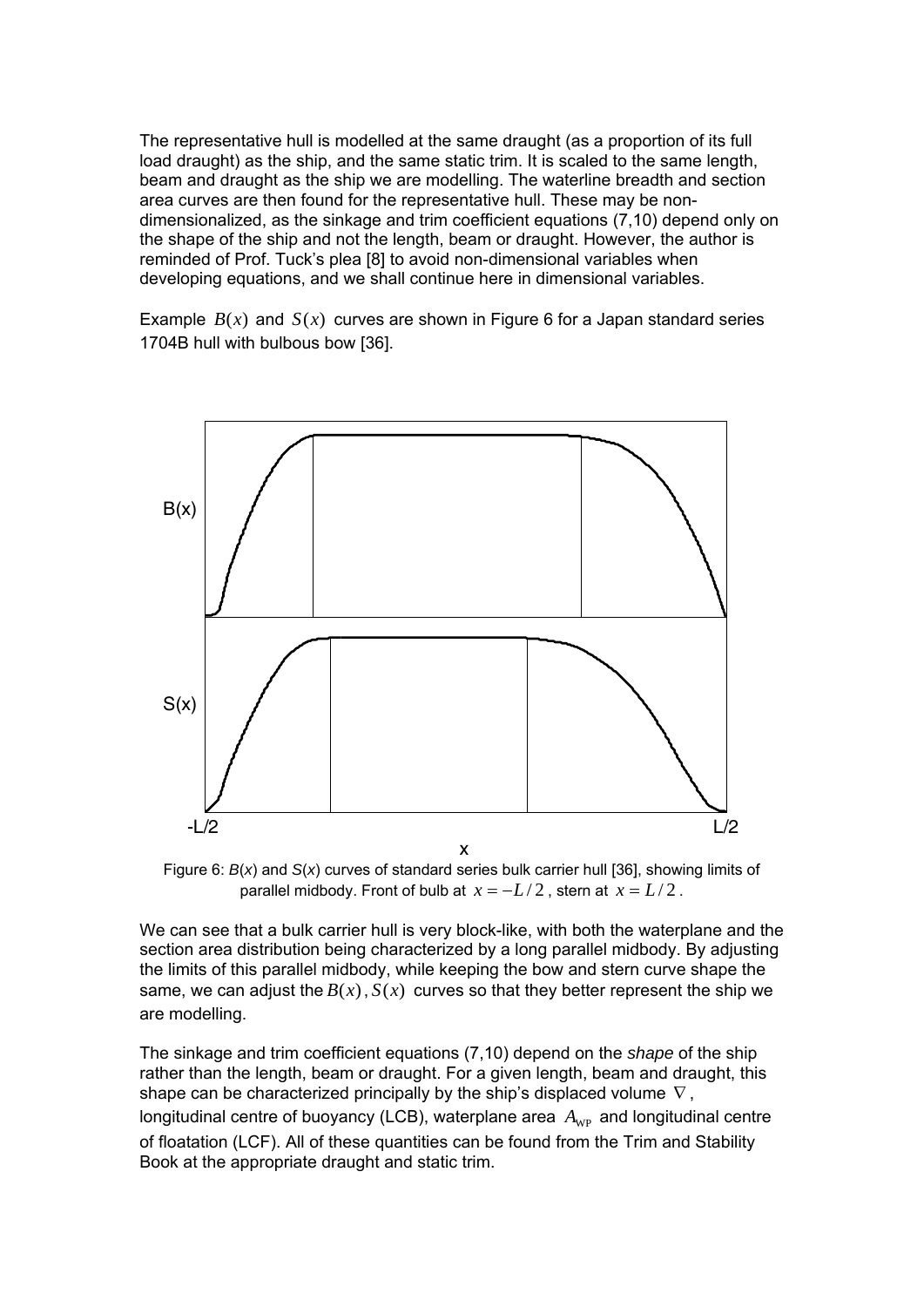The representative hull is modelled at the same draught (as a proportion of its full load draught) as the ship, and the same static trim. It is scaled to the same length, beam and draught as the ship we are modelling. The waterline breadth and section area curves are then found for the representative hull. These may be non-dimensionalized, as the sinkage and trim coefficient equations (7,10) depend only on the shape of the ship and not the length, beam or draught. However, the author is reminded of Prof. Tuck's plea [8] to avoid non-dimensional variables when developing equations, and we shall continue here in dimensional variables.

Example $B(x)$ and $S(x)$ curves are shown in Figure 6 for a Japan standard series 1704B hull with bulbous bow [36].

Figure 6: $B(x)$ and $S(x)$ curves of standard series bulk carrier hull [36], showing limits of parallel midbody. Front of bulb at $x = -L/2$, stern at $x = L/2$.

We can see that a bulk carrier hull is very block-like, with both the waterplane and the section area distribution being characterized by a long parallel midbody. By adjusting the limits of this parallel midbody, while keeping the bow and stern curve shape the same, we can adjust the $B(x)$, $S(x)$ curves so that they better represent the ship we are modelling.

The sinkage and trim coefficient equations (7,10) depend on the *shape* of the ship rather than the length, beam or draught. For a given length, beam and draught, this shape can be characterized principally by the ship's displaced volume $\nabla$, longitudinal centre of buoyancy (LCB), waterplane area $A_{WP}$ and longitudinal centre of floatation (LCF). All of these quantities can be found from the Trim and Stability Book at the appropriate draught and static trim.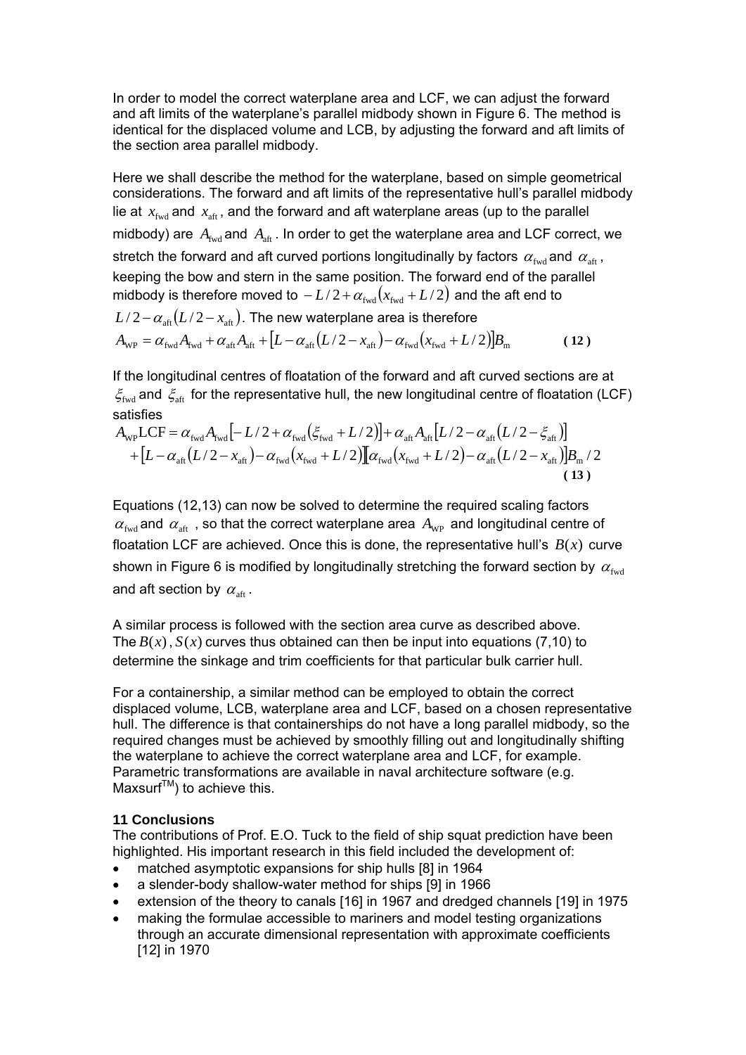In order to model the correct waterplane area and LCF, we can adjust the forward and aft limits of the waterplane's parallel midbody shown in Figure 6. The method is identical for the displaced volume and LCB, by adjusting the forward and aft limits of the section area parallel midbody.

Here we shall describe the method for the waterplane, based on simple geometrical considerations. The forward and aft limits of the representative hull's parallel midbody lie at $x_{\text{fwd}}$ and $x_{\text{aft}}$, and the forward and aft waterplane areas (up to the parallel midbody) are $A_{\text{fwd}}$ and $A_{\text{aft}}$. In order to get the waterplane area and LCF correct, we stretch the forward and aft curved portions longitudinally by factors $\alpha_{\text{fwd}}$ and $\alpha_{\text{aft}}$, keeping the bow and stern in the same position. The forward end of the parallel midbody is therefore moved to $-L/2+\alpha_{\text{fwd}}(x_{\text{fwd}}+L/2)$ and the aft end to $L/2-\alpha_{\text{aft}}(L/2-x_{\text{aft}})$. The new waterplane area is therefore

$$A_{\text{WP}} = \alpha_{\text{fwd}} A_{\text{fwd}} + \alpha_{\text{aft}} A_{\text{aft}} + \left[L - \alpha_{\text{aft}}(L/2 - x_{\text{aft}}) - \alpha_{\text{fwd}}(x_{\text{fwd}} + L/2)\right] B_{\text{m}} \tag{12}$$

If the longitudinal centres of floatation of the forward and aft curved sections are at $\xi_{\text{fwd}}$ and $\xi_{\text{aft}}$ for the representative hull, the new longitudinal centre of floatation (LCF) satisfies

$$\begin{aligned} A_{\text{WP}}\text{LCF} &= \alpha_{\text{fwd}} A_{\text{fwd}}\left[-L/2 + \alpha_{\text{fwd}}(\xi_{\text{fwd}} + L/2)\right] + \alpha_{\text{aft}} A_{\text{aft}}\left[L/2 - \alpha_{\text{aft}}(L/2 - \xi_{\text{aft}})\right] \\ &\quad + \left[L - \alpha_{\text{aft}}(L/2 - x_{\text{aft}}) - \alpha_{\text{fwd}}(x_{\text{fwd}} + L/2)\right]\left[\alpha_{\text{fwd}}(x_{\text{fwd}} + L/2) - \alpha_{\text{aft}}(L/2 - x_{\text{aft}})\right] B_{\text{m}}/2 \end{aligned} \tag{13}$$

Equations (12,13) can now be solved to determine the required scaling factors $\alpha_{\text{fwd}}$ and $\alpha_{\text{aft}}$, so that the correct waterplane area $A_{\text{WP}}$ and longitudinal centre of floatation LCF are achieved. Once this is done, the representative hull's $B(x)$ curve shown in Figure 6 is modified by longitudinally stretching the forward section by $\alpha_{\text{fwd}}$ and aft section by $\alpha_{\text{aft}}$.

A similar process is followed with the section area curve as described above. The $B(x)$, $S(x)$ curves thus obtained can then be input into equations (7,10) to determine the sinkage and trim coefficients for that particular bulk carrier hull.

For a containership, a similar method can be employed to obtain the correct displaced volume, LCB, waterplane area and LCF, based on a chosen representative hull. The difference is that containerships do not have a long parallel midbody, so the required changes must be achieved by smoothly filling out and longitudinally shifting the waterplane to achieve the correct waterplane area and LCF, for example. Parametric transformations are available in naval architecture software (e.g. Maxsurf™) to achieve this.

## 11 Conclusions

The contributions of Prof. E.O. Tuck to the field of ship squat prediction have been highlighted. His important research in this field included the development of:

- matched asymptotic expansions for ship hulls [8] in 1964
- a slender-body shallow-water method for ships [9] in 1966
- extension of the theory to canals [16] in 1967 and dredged channels [19] in 1975
- making the formulae accessible to mariners and model testing organizations through an accurate dimensional representation with approximate coefficients [12] in 1970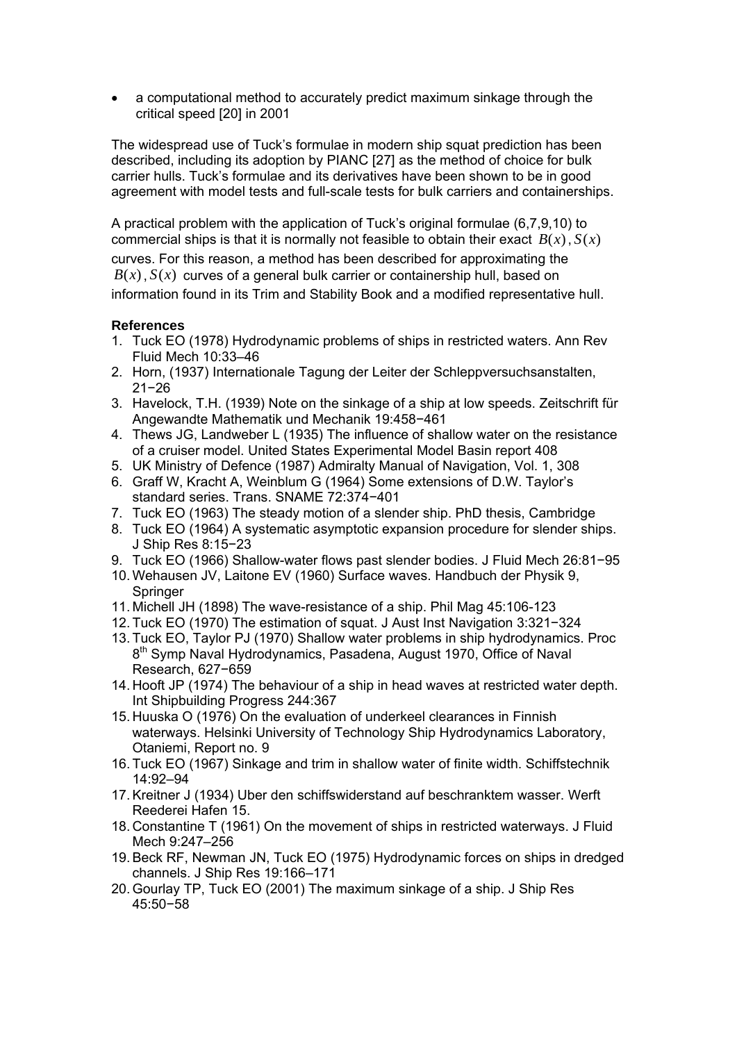- a computational method to accurately predict maximum sinkage through the critical speed [20] in 2001

The widespread use of Tuck's formulae in modern ship squat prediction has been described, including its adoption by PIANC [27] as the method of choice for bulk carrier hulls. Tuck's formulae and its derivatives have been shown to be in good agreement with model tests and full-scale tests for bulk carriers and containerships.

A practical problem with the application of Tuck's original formulae (6,7,9,10) to commercial ships is that it is normally not feasible to obtain their exact $B(x)$, $S(x)$ curves. For this reason, a method has been described for approximating the $B(x)$, $S(x)$ curves of a general bulk carrier or containership hull, based on information found in its Trim and Stability Book and a modified representative hull.

**References**

1. Tuck EO (1978) Hydrodynamic problems of ships in restricted waters. Ann Rev Fluid Mech 10:33–46
2. Horn, (1937) Internationale Tagung der Leiter der Schleppversuchsanstalten, 21−26
3. Havelock, T.H. (1939) Note on the sinkage of a ship at low speeds. Zeitschrift für Angewandte Mathematik und Mechanik 19:458−461
4. Thews JG, Landweber L (1935) The influence of shallow water on the resistance of a cruiser model. United States Experimental Model Basin report 408
5. UK Ministry of Defence (1987) Admiralty Manual of Navigation, Vol. 1, 308
6. Graff W, Kracht A, Weinblum G (1964) Some extensions of D.W. Taylor's standard series. Trans. SNAME 72:374−401
7. Tuck EO (1963) The steady motion of a slender ship. PhD thesis, Cambridge
8. Tuck EO (1964) A systematic asymptotic expansion procedure for slender ships. J Ship Res 8:15−23
9. Tuck EO (1966) Shallow-water flows past slender bodies. J Fluid Mech 26:81−95
10. Wehausen JV, Laitone EV (1960) Surface waves. Handbuch der Physik 9, Springer
11. Michell JH (1898) The wave-resistance of a ship. Phil Mag 45:106-123
12. Tuck EO (1970) The estimation of squat. J Aust Inst Navigation 3:321−324
13. Tuck EO, Taylor PJ (1970) Shallow water problems in ship hydrodynamics. Proc 8th Symp Naval Hydrodynamics, Pasadena, August 1970, Office of Naval Research, 627−659
14. Hooft JP (1974) The behaviour of a ship in head waves at restricted water depth. Int Shipbuilding Progress 244:367
15. Huuska O (1976) On the evaluation of underkeel clearances in Finnish waterways. Helsinki University of Technology Ship Hydrodynamics Laboratory, Otaniemi, Report no. 9
16. Tuck EO (1967) Sinkage and trim in shallow water of finite width. Schiffstechnik 14:92–94
17. Kreitner J (1934) Uber den schiffswiderstand auf beschranktem wasser. Werft Reederei Hafen 15.
18. Constantine T (1961) On the movement of ships in restricted waterways. J Fluid Mech 9:247–256
19. Beck RF, Newman JN, Tuck EO (1975) Hydrodynamic forces on ships in dredged channels. J Ship Res 19:166–171
20. Gourlay TP, Tuck EO (2001) The maximum sinkage of a ship. J Ship Res 45:50−58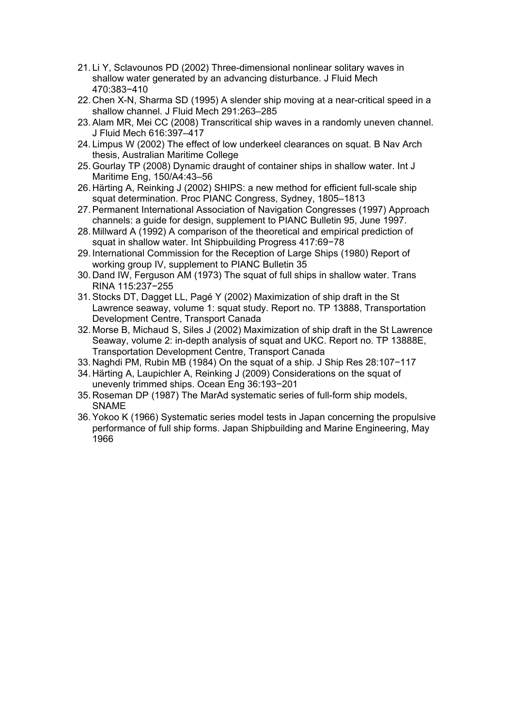21. Li Y, Sclavounos PD (2002) Three-dimensional nonlinear solitary waves in shallow water generated by an advancing disturbance. J Fluid Mech 470:383−410
22. Chen X-N, Sharma SD (1995) A slender ship moving at a near-critical speed in a shallow channel. J Fluid Mech 291:263–285
23. Alam MR, Mei CC (2008) Transcritical ship waves in a randomly uneven channel. J Fluid Mech 616:397–417
24. Limpus W (2002) The effect of low underkeel clearances on squat. B Nav Arch thesis, Australian Maritime College
25. Gourlay TP (2008) Dynamic draught of container ships in shallow water. Int J Maritime Eng, 150/A4:43–56
26. Härting A, Reinking J (2002) SHIPS: a new method for efficient full-scale ship squat determination. Proc PIANC Congress, Sydney, 1805–1813
27. Permanent International Association of Navigation Congresses (1997) Approach channels: a guide for design, supplement to PIANC Bulletin 95, June 1997.
28. Millward A (1992) A comparison of the theoretical and empirical prediction of squat in shallow water. Int Shipbuilding Progress 417:69−78
29. International Commission for the Reception of Large Ships (1980) Report of working group IV, supplement to PIANC Bulletin 35
30. Dand IW, Ferguson AM (1973) The squat of full ships in shallow water. Trans RINA 115:237−255
31. Stocks DT, Dagget LL, Pagé Y (2002) Maximization of ship draft in the St Lawrence seaway, volume 1: squat study. Report no. TP 13888, Transportation Development Centre, Transport Canada
32. Morse B, Michaud S, Siles J (2002) Maximization of ship draft in the St Lawrence Seaway, volume 2: in-depth analysis of squat and UKC. Report no. TP 13888E, Transportation Development Centre, Transport Canada
33. Naghdi PM, Rubin MB (1984) On the squat of a ship. J Ship Res 28:107−117
34. Härting A, Laupichler A, Reinking J (2009) Considerations on the squat of unevenly trimmed ships. Ocean Eng 36:193−201
35. Roseman DP (1987) The MarAd systematic series of full-form ship models, SNAME
36. Yokoo K (1966) Systematic series model tests in Japan concerning the propulsive performance of full ship forms. Japan Shipbuilding and Marine Engineering, May 1966